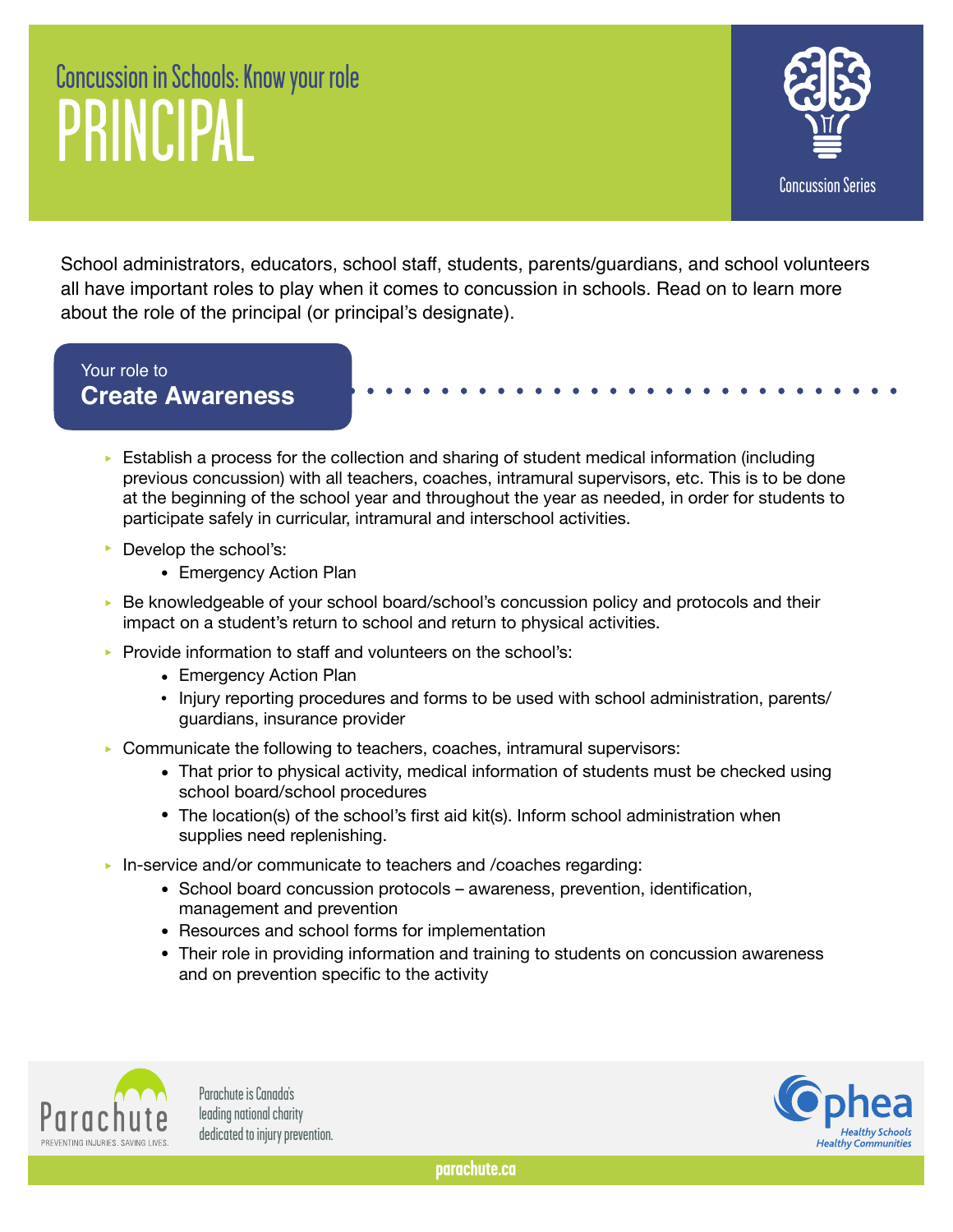# Concussion in Schools: Know your role

# PRINCIPAL

Concussion Series

School administrators, educators, school staff, students, parents/guardians, and school volunteers all have important roles to play when it comes to concussion in schools. Read on to learn more about the role of the principal (or principal's designate).

## Your role to **Create Awareness**

- Establish a process for the collection and sharing of student medical information (including previous concussion) with all teachers, coaches, intramural supervisors, etc. This is to be done at the beginning of the school year and throughout the year as needed, in order for students to participate safely in curricular, intramural and interschool activities.
- Develop the school's:
  - Emergency Action Plan
- Be knowledgeable of your school board/school's concussion policy and protocols and their impact on a student's return to school and return to physical activities.
- Provide information to staff and volunteers on the school's:
  - Emergency Action Plan
  - Injury reporting procedures and forms to be used with school administration, parents/guardians, insurance provider
- Communicate the following to teachers, coaches, intramural supervisors:
  - That prior to physical activity, medical information of students must be checked using school board/school procedures
  - The location(s) of the school's first aid kit(s). Inform school administration when supplies need replenishing.
- In-service and/or communicate to teachers and /coaches regarding:
  - School board concussion protocols – awareness, prevention, identification, management and prevention
  - Resources and school forms for implementation
  - Their role in providing information and training to students on concussion awareness and on prevention specific to the activity

Parachute — PREVENTING INJURIES. SAVING LIVES.

Parachute is Canada's leading national charity dedicated to injury prevention.

ophea — Healthy Schools Healthy Communities

parachute.ca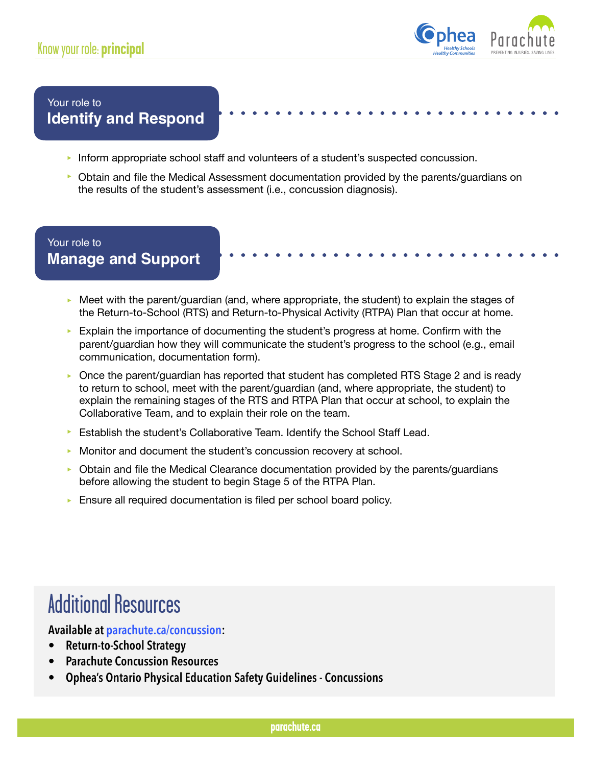Know your role: **principal**

## Your role to Identify and Respond

- Inform appropriate school staff and volunteers of a student's suspected concussion.
- Obtain and file the Medical Assessment documentation provided by the parents/guardians on the results of the student's assessment (i.e., concussion diagnosis).

## Your role to Manage and Support

- Meet with the parent/guardian (and, where appropriate, the student) to explain the stages of the Return-to-School (RTS) and Return-to-Physical Activity (RTPA) Plan that occur at home.
- Explain the importance of documenting the student's progress at home. Confirm with the parent/guardian how they will communicate the student's progress to the school (e.g., email communication, documentation form).
- Once the parent/guardian has reported that student has completed RTS Stage 2 and is ready to return to school, meet with the parent/guardian (and, where appropriate, the student) to explain the remaining stages of the RTS and RTPA Plan that occur at school, to explain the Collaborative Team, and to explain their role on the team.
- Establish the student's Collaborative Team. Identify the School Staff Lead.
- Monitor and document the student's concussion recovery at school.
- Obtain and file the Medical Clearance documentation provided by the parents/guardians before allowing the student to begin Stage 5 of the RTPA Plan.
- Ensure all required documentation is filed per school board policy.

## Additional Resources

**Available at parachute.ca/concussion:**

- **Return-to-School Strategy**
- **Parachute Concussion Resources**
- **Ophea's Ontario Physical Education Safety Guidelines - Concussions**